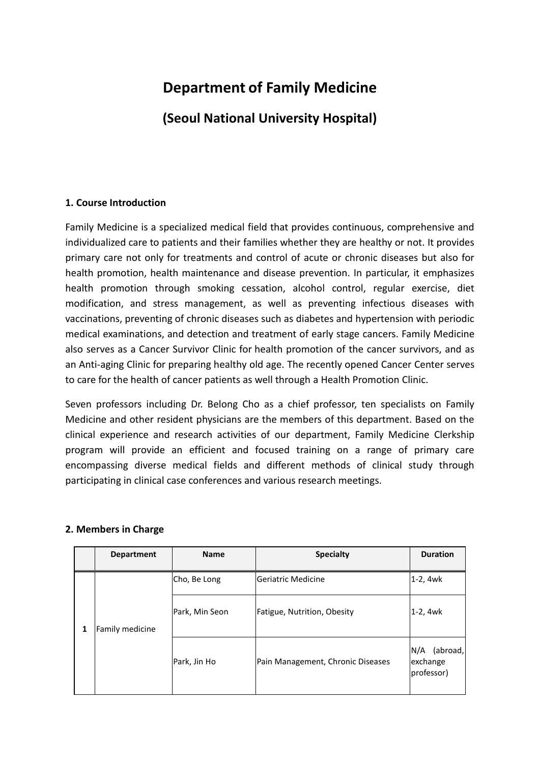# Department of Family Medicine

## (Seoul National University Hospital)

### 1. Course Introduction

Family Medicine is a specialized medical field that provides continuous, comprehensive and individualized care to patients and their families whether they are healthy or not. It provides primary care not only for treatments and control of acute or chronic diseases but also for health promotion, health maintenance and disease prevention. In particular, it emphasizes health promotion through smoking cessation, alcohol control, regular exercise, diet modification, and stress management, as well as preventing infectious diseases with vaccinations, preventing of chronic diseases such as diabetes and hypertension with periodic medical examinations, and detection and treatment of early stage cancers. Family Medicine also serves as a Cancer Survivor Clinic for health promotion of the cancer survivors, and as an Anti-aging Clinic for preparing healthy old age. The recently opened Cancer Center serves to care for the health of cancer patients as well through a Health Promotion Clinic.

Seven professors including Dr. Belong Cho as a chief professor, ten specialists on Family Medicine and other resident physicians are the members of this department. Based on the clinical experience and research activities of our department, Family Medicine Clerkship program will provide an efficient and focused training on a range of primary care encompassing diverse medical fields and different methods of clinical study through participating in clinical case conferences and various research meetings.

### 2. Members in Charge

| | Department | Name | Specialty | Duration |
|---|---|---|---|---|
| 1 | Family medicine | Cho, Be Long | Geriatric Medicine | 1-2, 4wk |
| | | Park, Min Seon | Fatigue, Nutrition, Obesity | 1-2, 4wk |
| | | Park, Jin Ho | Pain Management, Chronic Diseases | N/A (abroad, exchange professor) |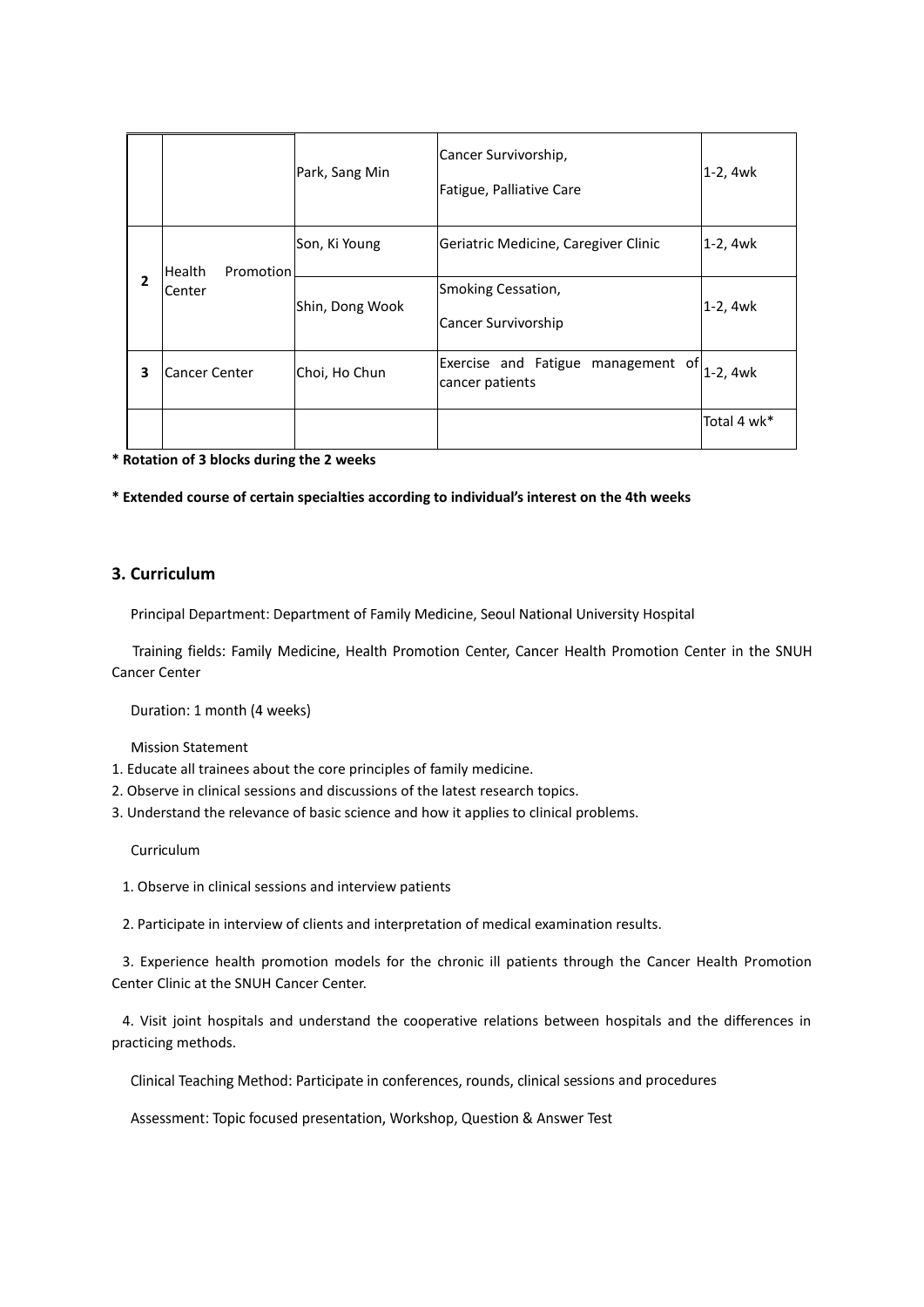| | | | | |
|---|---|---|---|---|
| | | Park, Sang Min | Cancer Survivorship,<br>Fatigue, Palliative Care | 1-2, 4wk |
| 2 | Health Promotion Center | Son, Ki Young | Geriatric Medicine, Caregiver Clinic | 1-2, 4wk |
| | | Shin, Dong Wook | Smoking Cessation,<br>Cancer Survivorship | 1-2, 4wk |
| 3 | Cancer Center | Choi, Ho Chun | Exercise and Fatigue management of cancer patients | 1-2, 4wk |
| | | | | Total 4 wk* |

**\* Rotation of 3 blocks during the 2 weeks**

**\* Extended course of certain specialties according to individual's interest on the 4th weeks**

## 3. Curriculum

Principal Department: Department of Family Medicine, Seoul National University Hospital

Training fields: Family Medicine, Health Promotion Center, Cancer Health Promotion Center in the SNUH Cancer Center

Duration: 1 month (4 weeks)

Mission Statement

1. Educate all trainees about the core principles of family medicine.
2. Observe in clinical sessions and discussions of the latest research topics.
3. Understand the relevance of basic science and how it applies to clinical problems.

Curriculum

1. Observe in clinical sessions and interview patients
2. Participate in interview of clients and interpretation of medical examination results.
3. Experience health promotion models for the chronic ill patients through the Cancer Health Promotion Center Clinic at the SNUH Cancer Center.
4. Visit joint hospitals and understand the cooperative relations between hospitals and the differences in practicing methods.

Clinical Teaching Method: Participate in conferences, rounds, clinical sessions and procedures

Assessment: Topic focused presentation, Workshop, Question & Answer Test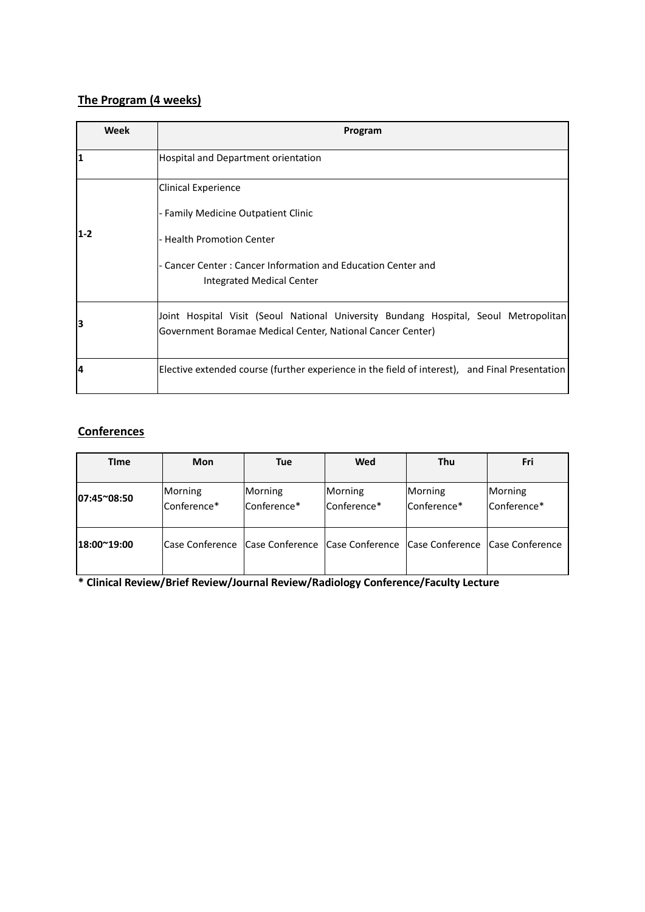## The Program (4 weeks)

| Week | Program |
|---|---|
| 1 | Hospital and Department orientation |
| 1-2 | Clinical Experience<br>- Family Medicine Outpatient Clinic<br>- Health Promotion Center<br>- Cancer Center : Cancer Information and Education Center and Integrated Medical Center |
| 3 | Joint Hospital Visit (Seoul National University Bundang Hospital, Seoul Metropolitan Government Boramae Medical Center, National Cancer Center) |
| 4 | Elective extended course (further experience in the field of interest), and Final Presentation |

## Conferences

| TIme | Mon | Tue | Wed | Thu | Fri |
|---|---|---|---|---|---|
| 07:45~08:50 | Morning Conference* | Morning Conference* | Morning Conference* | Morning Conference* | Morning Conference* |
| 18:00~19:00 | Case Conference | Case Conference | Case Conference | Case Conference | Case Conference |

**\* Clinical Review/Brief Review/Journal Review/Radiology Conference/Faculty Lecture**